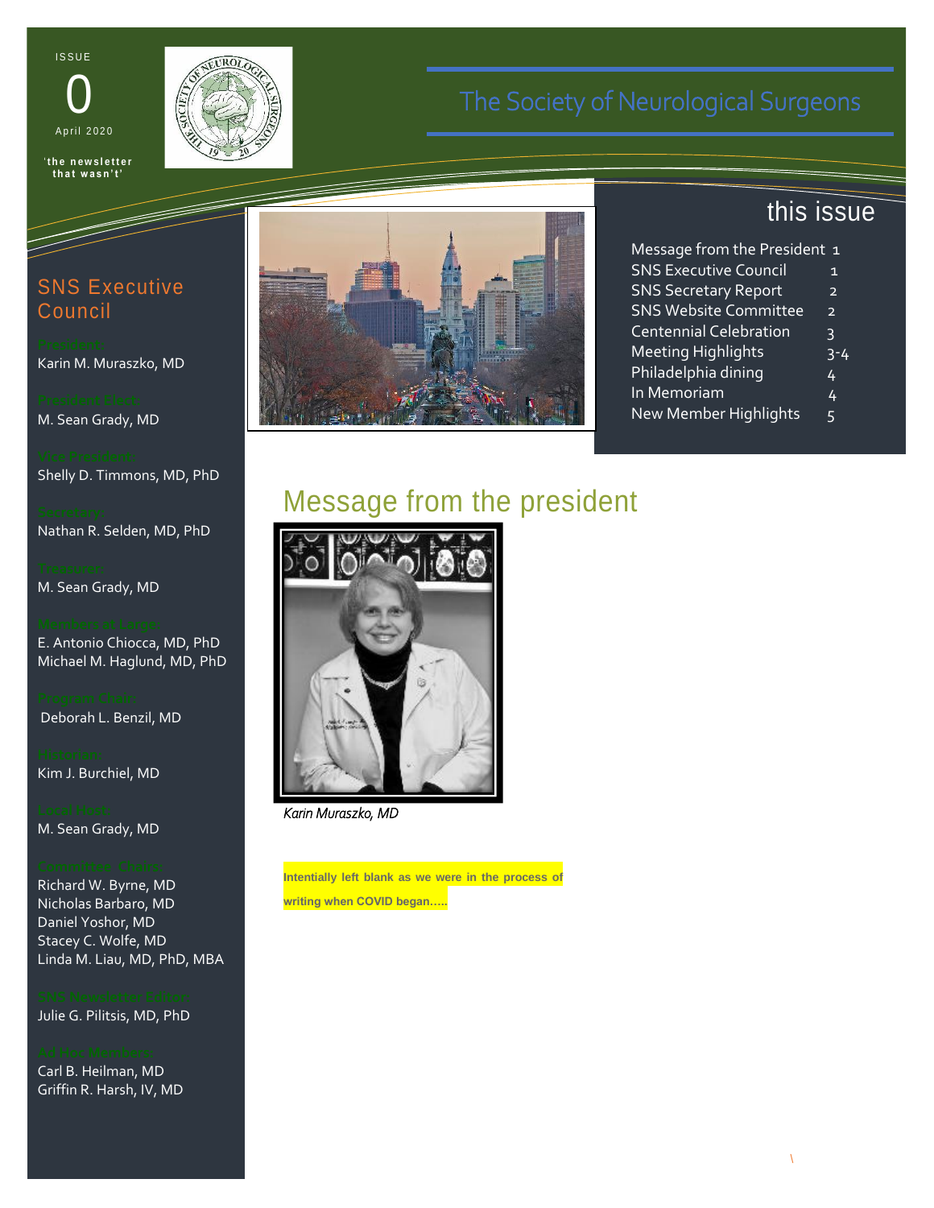ISSUE

0

April 2020

'the newsletter that wasn't'

# The Society of Neurological Surgeons

## SNS Executive Council

President:
Karin M. Muraszko, MD

President Elect:
M. Sean Grady, MD

Vice President:
Shelly D. Timmons, MD, PhD

Secretary:
Nathan R. Selden, MD, PhD

Treasurer:
M. Sean Grady, MD

Members at Large:
E. Antonio Chiocca, MD, PhD
Michael M. Haglund, MD, PhD

Program Chair:
Deborah L. Benzil, MD

Historian:
Kim J. Burchiel, MD

Local Host:
M. Sean Grady, MD

Committee Chairs:
Richard W. Byrne, MD
Nicholas Barbaro, MD
Daniel Yoshor, MD
Stacey C. Wolfe, MD
Linda M. Liau, MD, PhD, MBA

SNS Newsletter Editor:
Julie G. Pilitsis, MD, PhD

Ad Hoc Members:
Carl B. Heilman, MD
Griffin R. Harsh, IV, MD

## this issue

| | |
|---|---|
| Message from the President | 1 |
| SNS Executive Council | 1 |
| SNS Secretary Report | 2 |
| SNS Website Committee | 2 |
| Centennial Celebration | 3 |
| Meeting Highlights | 3-4 |
| Philadelphia dining | 4 |
| In Memoriam | 4 |
| New Member Highlights | 5 |

## Message from the president

*Karin Muraszko, MD*

**Intentionally left blank as we were in the process of writing when COVID began…..**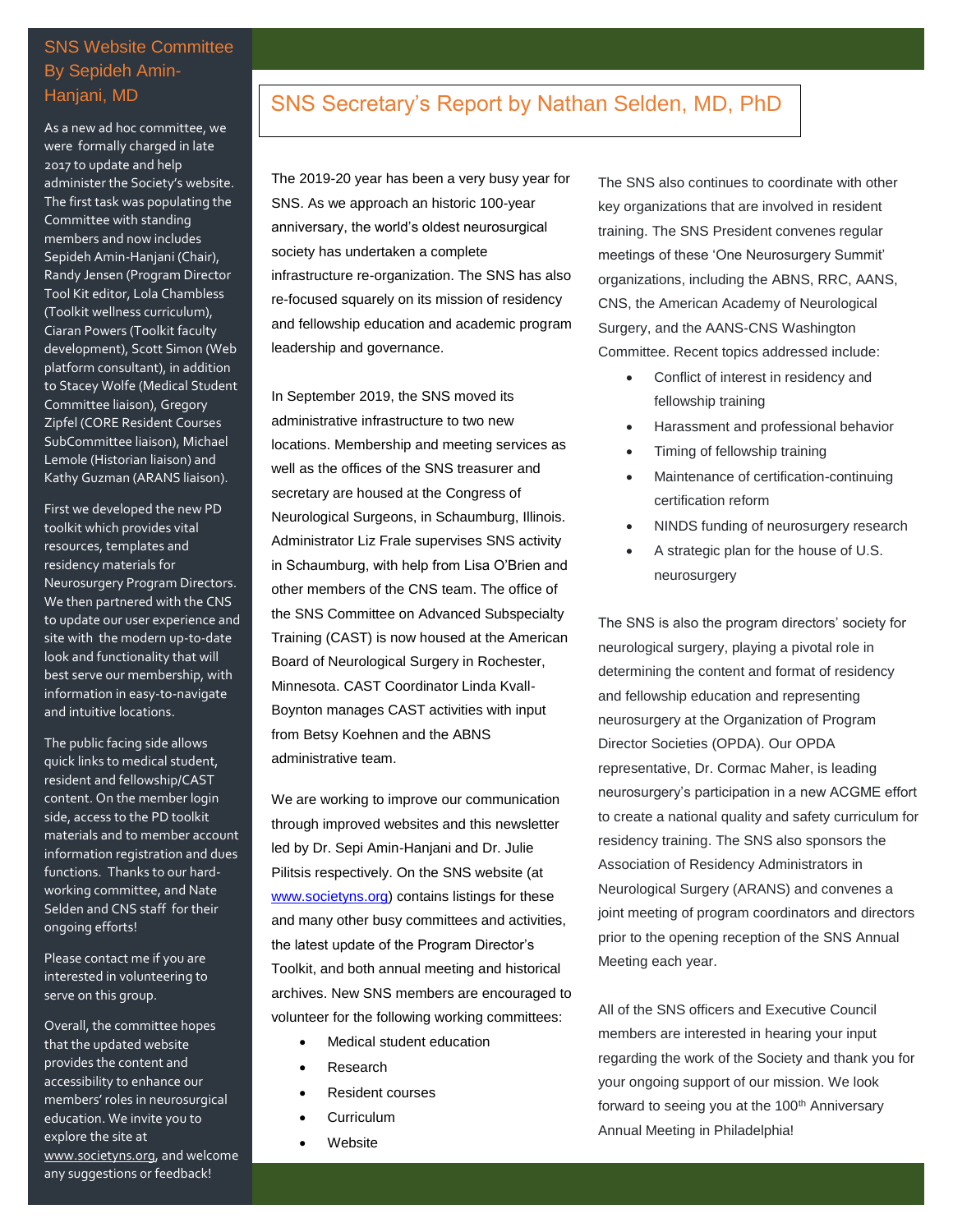## SNS Website Committee By Sepideh Amin-Hanjani, MD

As a new ad hoc committee, we were formally charged in late 2017 to update and help administer the Society's website. The first task was populating the Committee with standing members and now includes Sepideh Amin-Hanjani (Chair), Randy Jensen (Program Director Tool Kit editor, Lola Chambless (Toolkit wellness curriculum), Ciaran Powers (Toolkit faculty development), Scott Simon (Web platform consultant), in addition to Stacey Wolfe (Medical Student Committee liaison), Gregory Zipfel (CORE Resident Courses SubCommittee liaison), Michael Lemole (Historian liaison) and Kathy Guzman (ARANS liaison).

First we developed the new PD toolkit which provides vital resources, templates and residency materials for Neurosurgery Program Directors. We then partnered with the CNS to update our user experience and site with the modern up-to-date look and functionality that will best serve our membership, with information in easy-to-navigate and intuitive locations.

The public facing side allows quick links to medical student, resident and fellowship/CAST content. On the member login side, access to the PD toolkit materials and to member account information registration and dues functions. Thanks to our hard-working committee, and Nate Selden and CNS staff for their ongoing efforts!

Please contact me if you are interested in volunteering to serve on this group.

Overall, the committee hopes that the updated website provides the content and accessibility to enhance our members' roles in neurosurgical education. We invite you to explore the site at www.societyns.org, and welcome any suggestions or feedback!

## SNS Secretary's Report by Nathan Selden, MD, PhD

The 2019-20 year has been a very busy year for SNS. As we approach an historic 100-year anniversary, the world's oldest neurosurgical society has undertaken a complete infrastructure re-organization. The SNS has also re-focused squarely on its mission of residency and fellowship education and academic program leadership and governance.

In September 2019, the SNS moved its administrative infrastructure to two new locations. Membership and meeting services as well as the offices of the SNS treasurer and secretary are housed at the Congress of Neurological Surgeons, in Schaumburg, Illinois. Administrator Liz Frale supervises SNS activity in Schaumburg, with help from Lisa O'Brien and other members of the CNS team. The office of the SNS Committee on Advanced Subspecialty Training (CAST) is now housed at the American Board of Neurological Surgery in Rochester, Minnesota. CAST Coordinator Linda Kvall-Boynton manages CAST activities with input from Betsy Koehnen and the ABNS administrative team.

We are working to improve our communication through improved websites and this newsletter led by Dr. Sepi Amin-Hanjani and Dr. Julie Pilitsis respectively. On the SNS website (at www.societyns.org) contains listings for these and many other busy committees and activities, the latest update of the Program Director's Toolkit, and both annual meeting and historical archives. New SNS members are encouraged to volunteer for the following working committees:

- Medical student education
- Research
- Resident courses
- Curriculum
- Website

The SNS also continues to coordinate with other key organizations that are involved in resident training. The SNS President convenes regular meetings of these 'One Neurosurgery Summit' organizations, including the ABNS, RRC, AANS, CNS, the American Academy of Neurological Surgery, and the AANS-CNS Washington Committee. Recent topics addressed include:

- Conflict of interest in residency and fellowship training
- Harassment and professional behavior
- Timing of fellowship training
- Maintenance of certification-continuing certification reform
- NINDS funding of neurosurgery research
- A strategic plan for the house of U.S. neurosurgery

The SNS is also the program directors' society for neurological surgery, playing a pivotal role in determining the content and format of residency and fellowship education and representing neurosurgery at the Organization of Program Director Societies (OPDA). Our OPDA representative, Dr. Cormac Maher, is leading neurosurgery's participation in a new ACGME effort to create a national quality and safety curriculum for residency training. The SNS also sponsors the Association of Residency Administrators in Neurological Surgery (ARANS) and convenes a joint meeting of program coordinators and directors prior to the opening reception of the SNS Annual Meeting each year.

All of the SNS officers and Executive Council members are interested in hearing your input regarding the work of the Society and thank you for your ongoing support of our mission. We look forward to seeing you at the 100th Anniversary Annual Meeting in Philadelphia!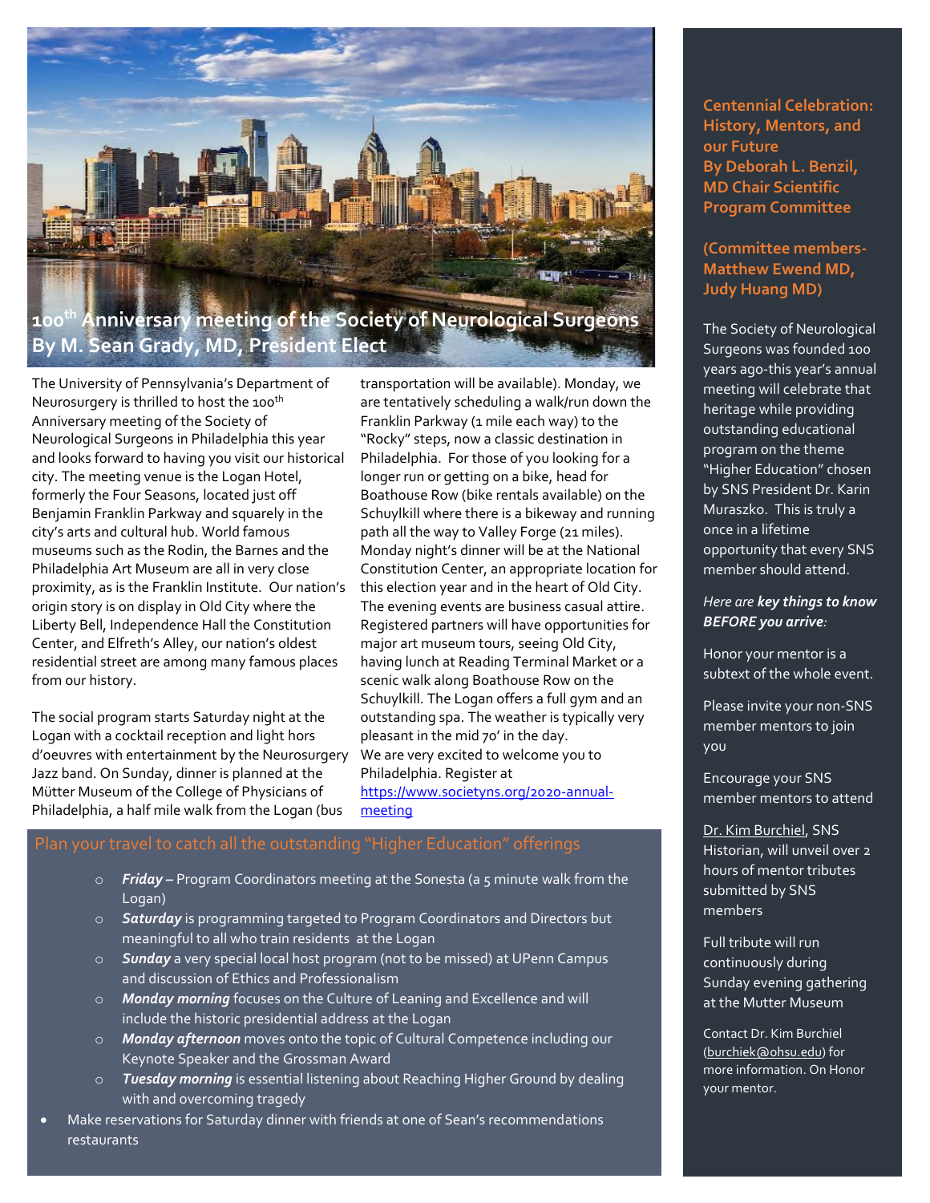# 100th Anniversary meeting of the Society of Neurological Surgeons
## By M. Sean Grady, MD, President Elect

The University of Pennsylvania's Department of Neurosurgery is thrilled to host the 100th Anniversary meeting of the Society of Neurological Surgeons in Philadelphia this year and looks forward to having you visit our historical city. The meeting venue is the Logan Hotel, formerly the Four Seasons, located just off Benjamin Franklin Parkway and squarely in the city's arts and cultural hub. World famous museums such as the Rodin, the Barnes and the Philadelphia Art Museum are all in very close proximity, as is the Franklin Institute. Our nation's origin story is on display in Old City where the Liberty Bell, Independence Hall the Constitution Center, and Elfreth's Alley, our nation's oldest residential street are among many famous places from our history.

The social program starts Saturday night at the Logan with a cocktail reception and light hors d'oeuvres with entertainment by the Neurosurgery Jazz band. On Sunday, dinner is planned at the Mütter Museum of the College of Physicians of Philadelphia, a half mile walk from the Logan (bus transportation will be available). Monday, we are tentatively scheduling a walk/run down the Franklin Parkway (1 mile each way) to the "Rocky" steps, now a classic destination in Philadelphia. For those of you looking for a longer run or getting on a bike, head for Boathouse Row (bike rentals available) on the Schuylkill where there is a bikeway and running path all the way to Valley Forge (21 miles). Monday night's dinner will be at the National Constitution Center, an appropriate location for this election year and in the heart of Old City. The evening events are business casual attire. Registered partners will have opportunities for major art museum tours, seeing Old City, having lunch at Reading Terminal Market or a scenic walk along Boathouse Row on the Schuylkill. The Logan offers a full gym and an outstanding spa. The weather is typically very pleasant in the mid 70' in the day.
We are very excited to welcome you to Philadelphia. Register at
https://www.societyns.org/2020-annual-meeting

## Plan your travel to catch all the outstanding "Higher Education" offerings

- ***Friday –*** Program Coordinators meeting at the Sonesta (a 5 minute walk from the Logan)
- ***Saturday*** is programming targeted to Program Coordinators and Directors but meaningful to all who train residents at the Logan
- ***Sunday*** a very special local host program (not to be missed) at UPenn Campus and discussion of Ethics and Professionalism
- ***Monday morning*** focuses on the Culture of Leaning and Excellence and will include the historic presidential address at the Logan
- ***Monday afternoon*** moves onto the topic of Cultural Competence including our Keynote Speaker and the Grossman Award
- ***Tuesday morning*** is essential listening about Reaching Higher Ground by dealing with and overcoming tragedy

- Make reservations for Saturday dinner with friends at one of Sean's recommendations restaurants

## Centennial Celebration: History, Mentors, and our Future
## By Deborah L. Benzil, MD Chair Scientific Program Committee

**(Committee members- Matthew Ewend MD, Judy Huang MD)**

The Society of Neurological Surgeons was founded 100 years ago-this year's annual meeting will celebrate that heritage while providing outstanding educational program on the theme "Higher Education" chosen by SNS President Dr. Karin Muraszko. This is truly a once in a lifetime opportunity that every SNS member should attend.

*Here are **key things to know BEFORE you arrive**:*

Honor your mentor is a subtext of the whole event.

Please invite your non-SNS member mentors to join you

Encourage your SNS member mentors to attend

Dr. Kim Burchiel, SNS Historian, will unveil over 2 hours of mentor tributes submitted by SNS members

Full tribute will run continuously during Sunday evening gathering at the Mutter Museum

Contact Dr. Kim Burchiel (burchiek@ohsu.edu) for more information. On Honor your mentor.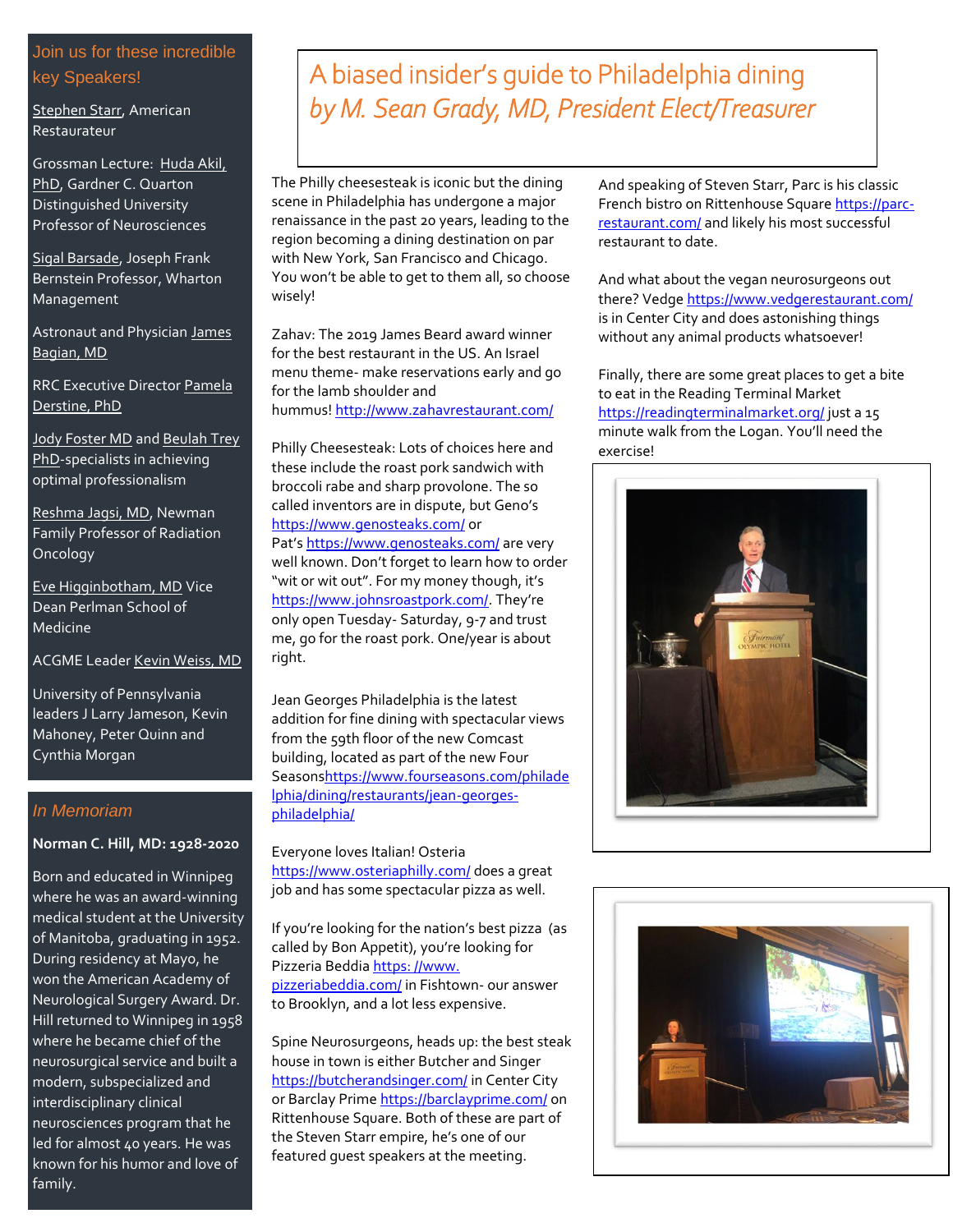Join us for these incredible key Speakers!

Stephen Starr, American Restaurateur

Grossman Lecture: Huda Akil, PhD, Gardner C. Quarton Distinguished University Professor of Neurosciences

Sigal Barsade, Joseph Frank Bernstein Professor, Wharton Management

Astronaut and Physician James Bagian, MD

RRC Executive Director Pamela Derstine, PhD

Jody Foster MD and Beulah Trey PhD-specialists in achieving optimal professionalism

Reshma Jagsi, MD, Newman Family Professor of Radiation Oncology

Eve Higginbotham, MD Vice Dean Perlman School of Medicine

ACGME Leader Kevin Weiss, MD

University of Pennsylvania leaders J Larry Jameson, Kevin Mahoney, Peter Quinn and Cynthia Morgan

## *In Memoriam*

**Norman C. Hill, MD: 1928-2020**

Born and educated in Winnipeg where he was an award-winning medical student at the University of Manitoba, graduating in 1952. During residency at Mayo, he won the American Academy of Neurological Surgery Award. Dr. Hill returned to Winnipeg in 1958 where he became chief of the neurosurgical service and built a modern, subspecialized and interdisciplinary clinical neurosciences program that he led for almost 40 years. He was known for his humor and love of family.

# A biased insider's guide to Philadelphia dining

## *by M. Sean Grady, MD, President Elect/Treasurer*

The Philly cheesesteak is iconic but the dining scene in Philadelphia has undergone a major renaissance in the past 20 years, leading to the region becoming a dining destination on par with New York, San Francisco and Chicago. You won't be able to get to them all, so choose wisely!

Zahav: The 2019 James Beard award winner for the best restaurant in the US. An Israel menu theme- make reservations early and go for the lamb shoulder and hummus! http://www.zahavrestaurant.com/

Philly Cheesesteak: Lots of choices here and these include the roast pork sandwich with broccoli rabe and sharp provolone. The so called inventors are in dispute, but Geno's https://www.genosteaks.com/ or Pat's https://www.genosteaks.com/ are very well known. Don't forget to learn how to order "wit or wit out". For my money though, it's https://www.johnsroastpork.com/. They're only open Tuesday- Saturday, 9-7 and trust me, go for the roast pork. One/year is about right.

Jean Georges Philadelphia is the latest addition for fine dining with spectacular views from the 59th floor of the new Comcast building, located as part of the new Four Seasonshttps://www.fourseasons.com/philadelphia/dining/restaurants/jean-georges-philadelphia/

Everyone loves Italian! Osteria https://www.osteriaphilly.com/ does a great job and has some spectacular pizza as well.

If you're looking for the nation's best pizza (as called by Bon Appetit), you're looking for Pizzeria Beddia https: //www.pizzeriabeddia.com/ in Fishtown- our answer to Brooklyn, and a lot less expensive.

Spine Neurosurgeons, heads up: the best steak house in town is either Butcher and Singer https://butcherandsinger.com/ in Center City or Barclay Prime https://barclayprime.com/ on Rittenhouse Square. Both of these are part of the Steven Starr empire, he's one of our featured guest speakers at the meeting.

And speaking of Steven Starr, Parc is his classic French bistro on Rittenhouse Square https://parc-restaurant.com/ and likely his most successful restaurant to date.

And what about the vegan neurosurgeons out there? Vedge https://www.vedgerestaurant.com/ is in Center City and does astonishing things without any animal products whatsoever!

Finally, there are some great places to get a bite to eat in the Reading Terminal Market https://readingterminalmarket.org/ just a 15 minute walk from the Logan. You'll need the exercise!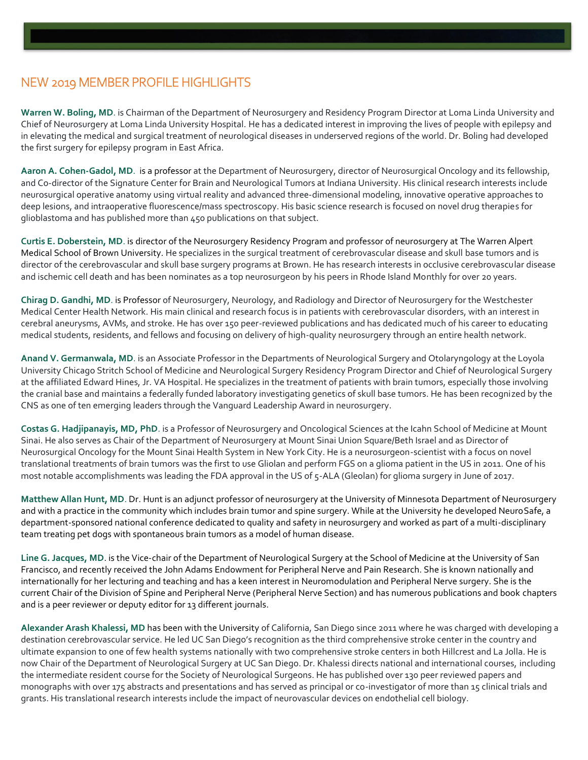## NEW 2019 MEMBER PROFILE HIGHLIGHTS

**Warren W. Boling, MD**. is Chairman of the Department of Neurosurgery and Residency Program Director at Loma Linda University and Chief of Neurosurgery at Loma Linda University Hospital. He has a dedicated interest in improving the lives of people with epilepsy and in elevating the medical and surgical treatment of neurological diseases in underserved regions of the world. Dr. Boling had developed the first surgery for epilepsy program in East Africa.

**Aaron A. Cohen-Gadol, MD**. is a professor at the Department of Neurosurgery, director of Neurosurgical Oncology and its fellowship, and Co-director of the Signature Center for Brain and Neurological Tumors at Indiana University. His clinical research interests include neurosurgical operative anatomy using virtual reality and advanced three-dimensional modeling, innovative operative approaches to deep lesions, and intraoperative fluorescence/mass spectroscopy. His basic science research is focused on novel drug therapies for glioblastoma and has published more than 450 publications on that subject.

**Curtis E. Doberstein, MD**. is director of the Neurosurgery Residency Program and professor of neurosurgery at The Warren Alpert Medical School of Brown University. He specializes in the surgical treatment of cerebrovascular disease and skull base tumors and is director of the cerebrovascular and skull base surgery programs at Brown. He has research interests in occlusive cerebrovascular disease and ischemic cell death and has been nominates as a top neurosurgeon by his peers in Rhode Island Monthly for over 20 years.

**Chirag D. Gandhi, MD**. is Professor of Neurosurgery, Neurology, and Radiology and Director of Neurosurgery for the Westchester Medical Center Health Network. His main clinical and research focus is in patients with cerebrovascular disorders, with an interest in cerebral aneurysms, AVMs, and stroke. He has over 150 peer-reviewed publications and has dedicated much of his career to educating medical students, residents, and fellows and focusing on delivery of high-quality neurosurgery through an entire health network.

**Anand V. Germanwala, MD**. is an Associate Professor in the Departments of Neurological Surgery and Otolaryngology at the Loyola University Chicago Stritch School of Medicine and Neurological Surgery Residency Program Director and Chief of Neurological Surgery at the affiliated Edward Hines, Jr. VA Hospital. He specializes in the treatment of patients with brain tumors, especially those involving the cranial base and maintains a federally funded laboratory investigating genetics of skull base tumors. He has been recognized by the CNS as one of ten emerging leaders through the Vanguard Leadership Award in neurosurgery.

**Costas G. Hadjipanayis, MD, PhD**. is a Professor of Neurosurgery and Oncological Sciences at the Icahn School of Medicine at Mount Sinai. He also serves as Chair of the Department of Neurosurgery at Mount Sinai Union Square/Beth Israel and as Director of Neurosurgical Oncology for the Mount Sinai Health System in New York City. He is a neurosurgeon-scientist with a focus on novel translational treatments of brain tumors was the first to use Gliolan and perform FGS on a glioma patient in the US in 2011. One of his most notable accomplishments was leading the FDA approval in the US of 5-ALA (Gleolan) for glioma surgery in June of 2017.

**Matthew Allan Hunt, MD**. Dr. Hunt is an adjunct professor of neurosurgery at the University of Minnesota Department of Neurosurgery and with a practice in the community which includes brain tumor and spine surgery. While at the University he developed NeuroSafe, a department-sponsored national conference dedicated to quality and safety in neurosurgery and worked as part of a multi-disciplinary team treating pet dogs with spontaneous brain tumors as a model of human disease.

**Line G. Jacques, MD**. is the Vice-chair of the Department of Neurological Surgery at the School of Medicine at the University of San Francisco, and recently received the John Adams Endowment for Peripheral Nerve and Pain Research. She is known nationally and internationally for her lecturing and teaching and has a keen interest in Neuromodulation and Peripheral Nerve surgery. She is the current Chair of the Division of Spine and Peripheral Nerve (Peripheral Nerve Section) and has numerous publications and book chapters and is a peer reviewer or deputy editor for 13 different journals.

**Alexander Arash Khalessi, MD** has been with the University of California, San Diego since 2011 where he was charged with developing a destination cerebrovascular service. He led UC San Diego's recognition as the third comprehensive stroke center in the country and ultimate expansion to one of few health systems nationally with two comprehensive stroke centers in both Hillcrest and La Jolla. He is now Chair of the Department of Neurological Surgery at UC San Diego. Dr. Khalessi directs national and international courses, including the intermediate resident course for the Society of Neurological Surgeons. He has published over 130 peer reviewed papers and monographs with over 175 abstracts and presentations and has served as principal or co-investigator of more than 15 clinical trials and grants. His translational research interests include the impact of neurovascular devices on endothelial cell biology.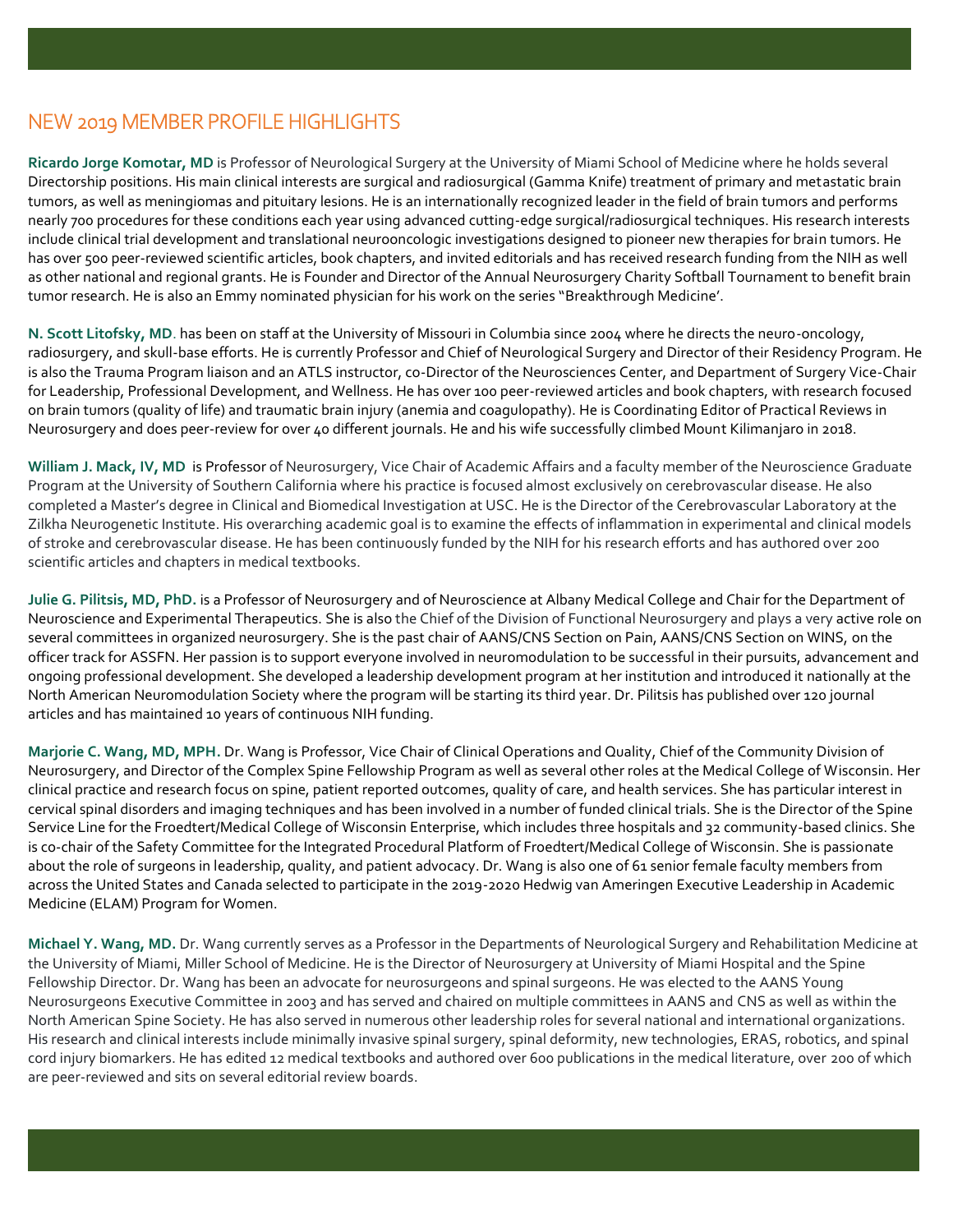## NEW 2019 MEMBER PROFILE HIGHLIGHTS

**Ricardo Jorge Komotar, MD** is Professor of Neurological Surgery at the University of Miami School of Medicine where he holds several Directorship positions. His main clinical interests are surgical and radiosurgical (Gamma Knife) treatment of primary and metastatic brain tumors, as well as meningiomas and pituitary lesions. He is an internationally recognized leader in the field of brain tumors and performs nearly 700 procedures for these conditions each year using advanced cutting-edge surgical/radiosurgical techniques. His research interests include clinical trial development and translational neurooncologic investigations designed to pioneer new therapies for brain tumors. He has over 500 peer-reviewed scientific articles, book chapters, and invited editorials and has received research funding from the NIH as well as other national and regional grants. He is Founder and Director of the Annual Neurosurgery Charity Softball Tournament to benefit brain tumor research. He is also an Emmy nominated physician for his work on the series "Breakthrough Medicine'.

**N. Scott Litofsky, MD**. has been on staff at the University of Missouri in Columbia since 2004 where he directs the neuro-oncology, radiosurgery, and skull-base efforts. He is currently Professor and Chief of Neurological Surgery and Director of their Residency Program. He is also the Trauma Program liaison and an ATLS instructor, co-Director of the Neurosciences Center, and Department of Surgery Vice-Chair for Leadership, Professional Development, and Wellness. He has over 100 peer-reviewed articles and book chapters, with research focused on brain tumors (quality of life) and traumatic brain injury (anemia and coagulopathy). He is Coordinating Editor of Practical Reviews in Neurosurgery and does peer-review for over 40 different journals. He and his wife successfully climbed Mount Kilimanjaro in 2018.

**William J. Mack, IV, MD** is Professor of Neurosurgery, Vice Chair of Academic Affairs and a faculty member of the Neuroscience Graduate Program at the University of Southern California where his practice is focused almost exclusively on cerebrovascular disease. He also completed a Master's degree in Clinical and Biomedical Investigation at USC. He is the Director of the Cerebrovascular Laboratory at the Zilkha Neurogenetic Institute. His overarching academic goal is to examine the effects of inflammation in experimental and clinical models of stroke and cerebrovascular disease. He has been continuously funded by the NIH for his research efforts and has authored over 200 scientific articles and chapters in medical textbooks.

**Julie G. Pilitsis, MD, PhD.** is a Professor of Neurosurgery and of Neuroscience at Albany Medical College and Chair for the Department of Neuroscience and Experimental Therapeutics. She is also the Chief of the Division of Functional Neurosurgery and plays a very active role on several committees in organized neurosurgery. She is the past chair of AANS/CNS Section on Pain, AANS/CNS Section on WINS, on the officer track for ASSFN. Her passion is to support everyone involved in neuromodulation to be successful in their pursuits, advancement and ongoing professional development. She developed a leadership development program at her institution and introduced it nationally at the North American Neuromodulation Society where the program will be starting its third year. Dr. Pilitsis has published over 120 journal articles and has maintained 10 years of continuous NIH funding.

**Marjorie C. Wang, MD, MPH.** Dr. Wang is Professor, Vice Chair of Clinical Operations and Quality, Chief of the Community Division of Neurosurgery, and Director of the Complex Spine Fellowship Program as well as several other roles at the Medical College of Wisconsin. Her clinical practice and research focus on spine, patient reported outcomes, quality of care, and health services. She has particular interest in cervical spinal disorders and imaging techniques and has been involved in a number of funded clinical trials. She is the Director of the Spine Service Line for the Froedtert/Medical College of Wisconsin Enterprise, which includes three hospitals and 32 community-based clinics. She is co-chair of the Safety Committee for the Integrated Procedural Platform of Froedtert/Medical College of Wisconsin. She is passionate about the role of surgeons in leadership, quality, and patient advocacy. Dr. Wang is also one of 61 senior female faculty members from across the United States and Canada selected to participate in the 2019-2020 Hedwig van Ameringen Executive Leadership in Academic Medicine (ELAM) Program for Women.

**Michael Y. Wang, MD.** Dr. Wang currently serves as a Professor in the Departments of Neurological Surgery and Rehabilitation Medicine at the University of Miami, Miller School of Medicine. He is the Director of Neurosurgery at University of Miami Hospital and the Spine Fellowship Director. Dr. Wang has been an advocate for neurosurgeons and spinal surgeons. He was elected to the AANS Young Neurosurgeons Executive Committee in 2003 and has served and chaired on multiple committees in AANS and CNS as well as within the North American Spine Society. He has also served in numerous other leadership roles for several national and international organizations. His research and clinical interests include minimally invasive spinal surgery, spinal deformity, new technologies, ERAS, robotics, and spinal cord injury biomarkers. He has edited 12 medical textbooks and authored over 600 publications in the medical literature, over 200 of which are peer-reviewed and sits on several editorial review boards.